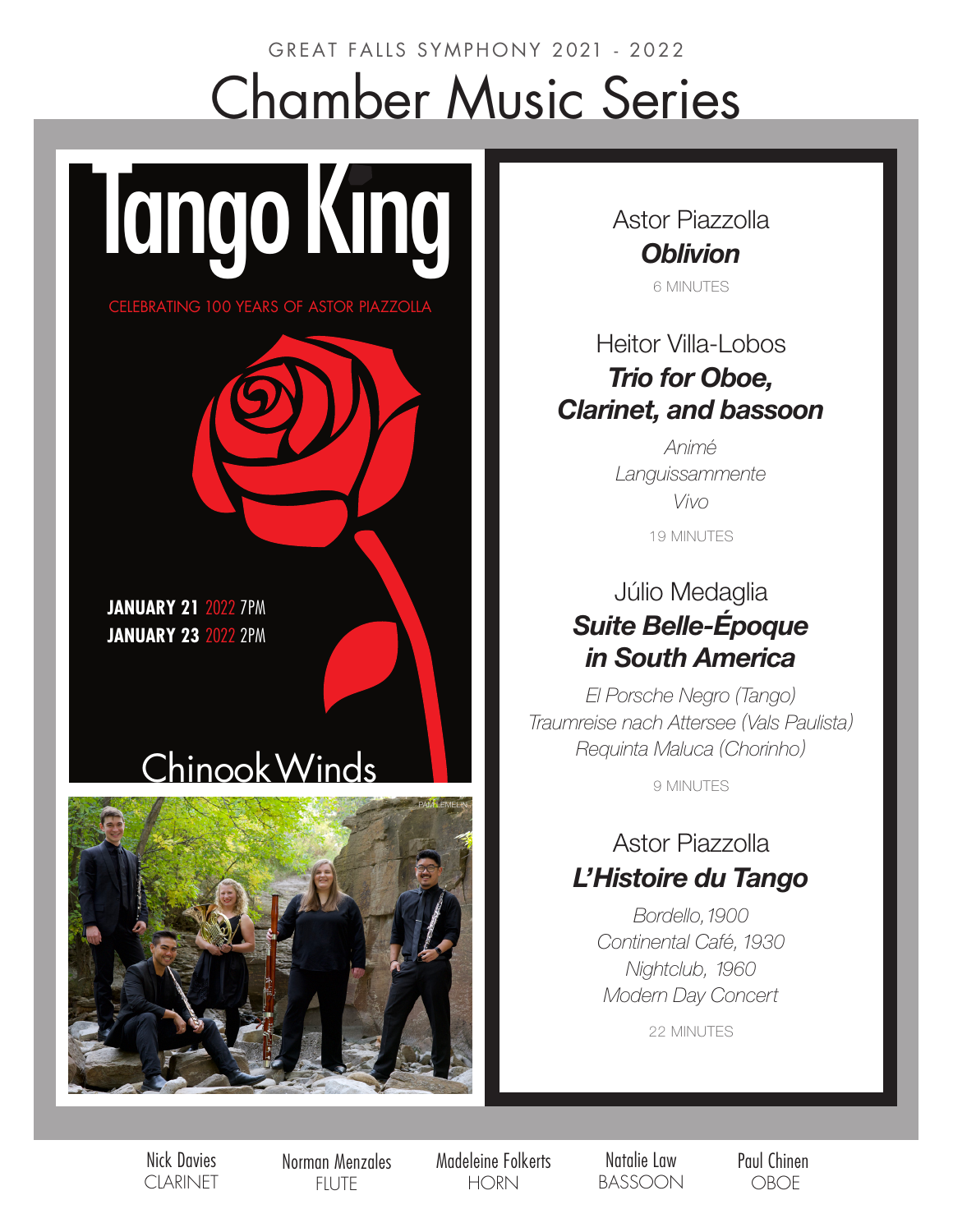GREAT FALLS SYMPHONY 2021 - 2022

# Chamber Music Series

## Tango King

CELEBRATING 100 YEARS OF ASTOR PIAZZOLLA

**JANUARY 21** 2022 7PM
**JANUARY 23** 2022 2PM

## Chinook Winds

PAM LEMELIN

Astor Piazzolla
***Oblivion***
6 MINUTES

Heitor Villa-Lobos
***Trio for Oboe, Clarinet, and bassoon***
*Animé*
*Languissammente*
*Vivo*
19 MINUTES

Júlio Medaglia
***Suite Belle-Époque in South America***
*El Porsche Negro (Tango)*
*Traumreise nach Attersee (Vals Paulista)*
*Requinta Maluca (Chorinho)*
9 MINUTES

Astor Piazzolla
***L'Histoire du Tango***
*Bordello, 1900*
*Continental Café, 1930*
*Nightclub, 1960*
*Modern Day Concert*
22 MINUTES

Nick Davies
CLARINET

Norman Menzales
FLUTE

Madeleine Folkerts
HORN

Natalie Law
BASSOON

Paul Chinen
OBOE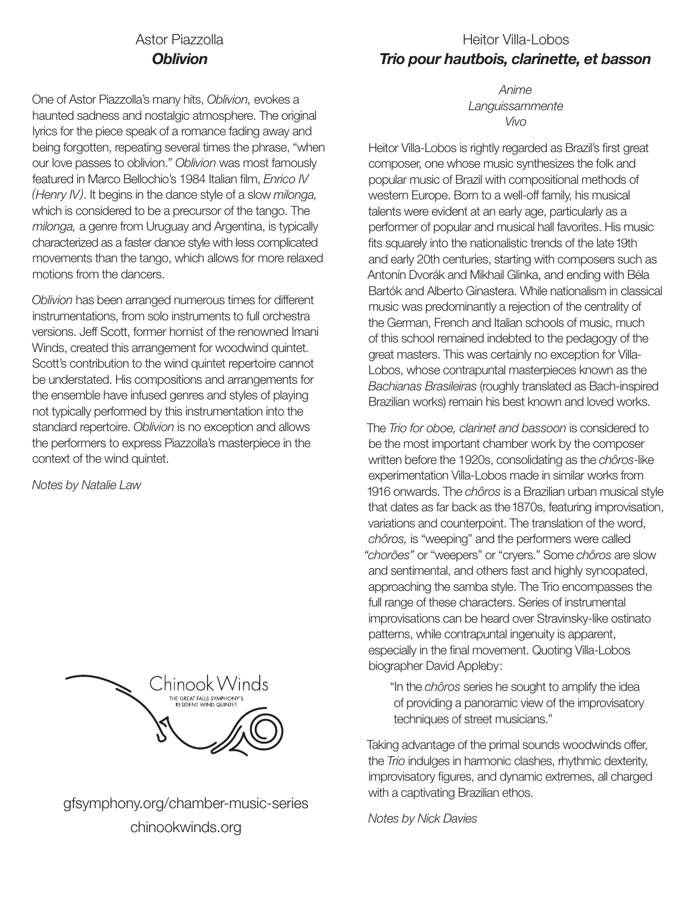## Astor Piazzolla
### *Oblivion*

One of Astor Piazzolla's many hits, *Oblivion,* evokes a haunted sadness and nostalgic atmosphere. The original lyrics for the piece speak of a romance fading away and being forgotten, repeating several times the phrase, "when our love passes to oblivion." *Oblivion* was most famously featured in Marco Bellochio's 1984 Italian film, *Enrico IV (Henry IV)*. It begins in the dance style of a slow *milonga,* which is considered to be a precursor of the tango. The *milonga,* a genre from Uruguay and Argentina, is typically characterized as a faster dance style with less complicated movements than the tango, which allows for more relaxed motions from the dancers.

*Oblivion* has been arranged numerous times for different instrumentations, from solo instruments to full orchestra versions. Jeff Scott, former hornist of the renowned Imani Winds, created this arrangement for woodwind quintet. Scott's contribution to the wind quintet repertoire cannot be understated. His compositions and arrangements for the ensemble have infused genres and styles of playing not typically performed by this instrumentation into the standard repertoire. *Oblivion* is no exception and allows the performers to express Piazzolla's masterpiece in the context of the wind quintet.

*Notes by Natalie Law*

Chinook Winds
THE GREAT FALLS SYMPHONY'S RESIDENT WIND QUINTET

gfsymphony.org/chamber-music-series
chinookwinds.org

## Heitor Villa-Lobos
### *Trio pour hautbois, clarinette, et basson*

*Anime*
*Languissammente*
*Vivo*

Heitor Villa-Lobos is rightly regarded as Brazil's first great composer, one whose music synthesizes the folk and popular music of Brazil with compositional methods of western Europe. Born to a well-off family, his musical talents were evident at an early age, particularly as a performer of popular and musical hall favorites. His music fits squarely into the nationalistic trends of the late 19th and early 20th centuries, starting with composers such as Antonín Dvorák and Mikhail Glinka, and ending with Béla Bartók and Alberto Ginastera. While nationalism in classical music was predominantly a rejection of the centrality of the German, French and Italian schools of music, much of this school remained indebted to the pedagogy of the great masters. This was certainly no exception for Villa-Lobos, whose contrapuntal masterpieces known as the *Bachianas Brasileiras* (roughly translated as Bach-inspired Brazilian works) remain his best known and loved works.

The *Trio for oboe, clarinet and bassoon* is considered to be the most important chamber work by the composer written before the 1920s, consolidating as the *chôros*-like experimentation Villa-Lobos made in similar works from 1916 onwards. The *chôros* is a Brazilian urban musical style that dates as far back as the 1870s, featuring improvisation, variations and counterpoint. The translation of the word, *chôros,* is "weeping" and the performers were called *"chorões"* or "weepers" or "cryers." Some *chôros* are slow and sentimental, and others fast and highly syncopated, approaching the samba style. The Trio encompasses the full range of these characters. Series of instrumental improvisations can be heard over Stravinsky-like ostinato patterns, while contrapuntal ingenuity is apparent, especially in the final movement. Quoting Villa-Lobos biographer David Appleby:

> "In the *chôros* series he sought to amplify the idea of providing a panoramic view of the improvisatory techniques of street musicians."

Taking advantage of the primal sounds woodwinds offer, the *Trio* indulges in harmonic clashes, rhythmic dexterity, improvisatory figures, and dynamic extremes, all charged with a captivating Brazilian ethos.

*Notes by Nick Davies*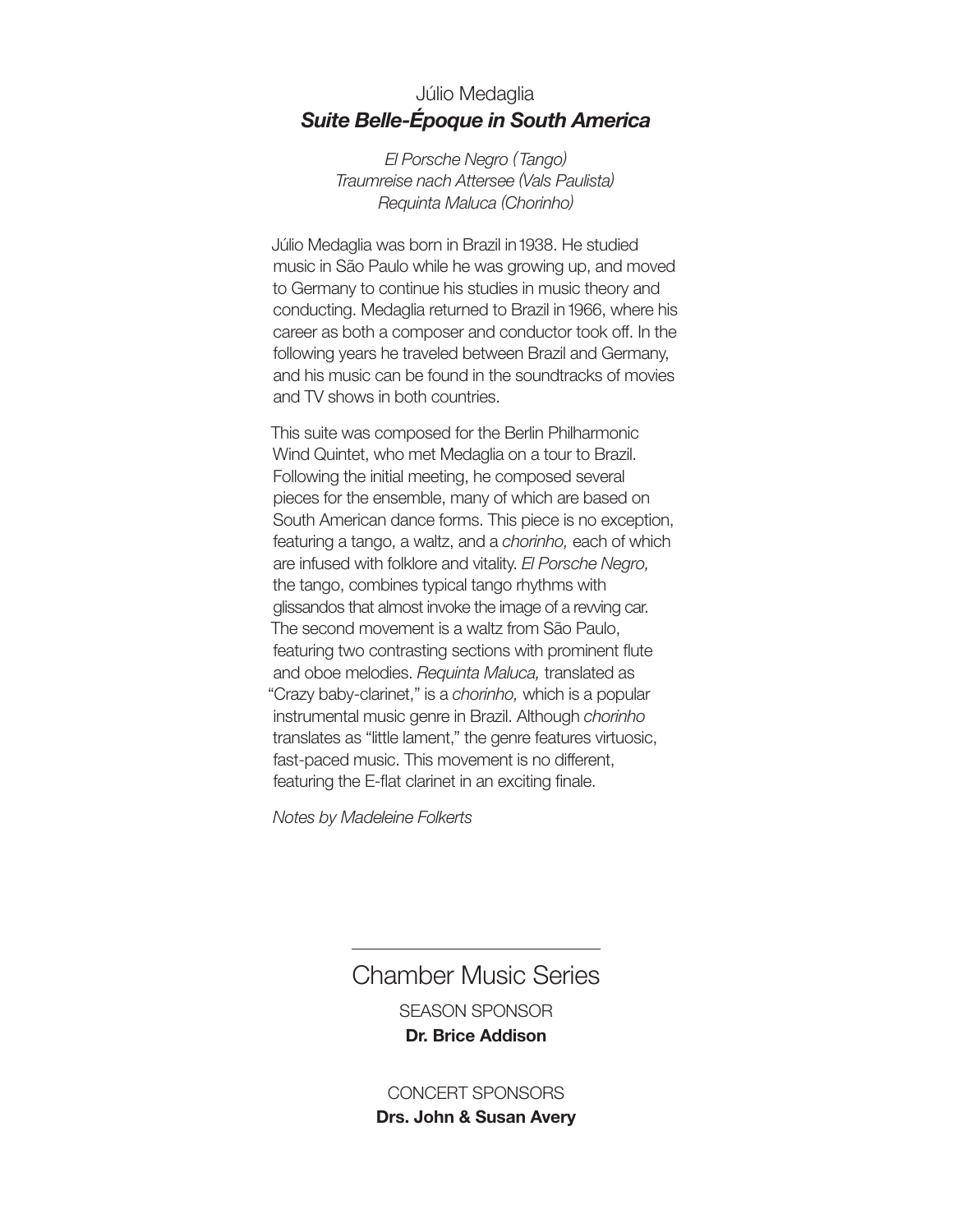## Júlio Medaglia

### ***Suite Belle-Époque in South America***

*El Porsche Negro (Tango)*
*Traumreise nach Attersee (Vals Paulista)*
*Requinta Maluca (Chorinho)*

Júlio Medaglia was born in Brazil in 1938. He studied music in São Paulo while he was growing up, and moved to Germany to continue his studies in music theory and conducting. Medaglia returned to Brazil in 1966, where his career as both a composer and conductor took off. In the following years he traveled between Brazil and Germany, and his music can be found in the soundtracks of movies and TV shows in both countries.

This suite was composed for the Berlin Philharmonic Wind Quintet, who met Medaglia on a tour to Brazil. Following the initial meeting, he composed several pieces for the ensemble, many of which are based on South American dance forms. This piece is no exception, featuring a tango, a waltz, and a *chorinho,* each of which are infused with folklore and vitality. *El Porsche Negro,* the tango, combines typical tango rhythms with glissandos that almost invoke the image of a revving car. The second movement is a waltz from São Paulo, featuring two contrasting sections with prominent flute and oboe melodies. *Requinta Maluca,* translated as "Crazy baby-clarinet," is a *chorinho,* which is a popular instrumental music genre in Brazil. Although *chorinho* translates as "little lament," the genre features virtuosic, fast-paced music. This movement is no different, featuring the E-flat clarinet in an exciting finale.

*Notes by Madeleine Folkerts*

---

## Chamber Music Series

SEASON SPONSOR
**Dr. Brice Addison**

CONCERT SPONSORS
**Drs. John & Susan Avery**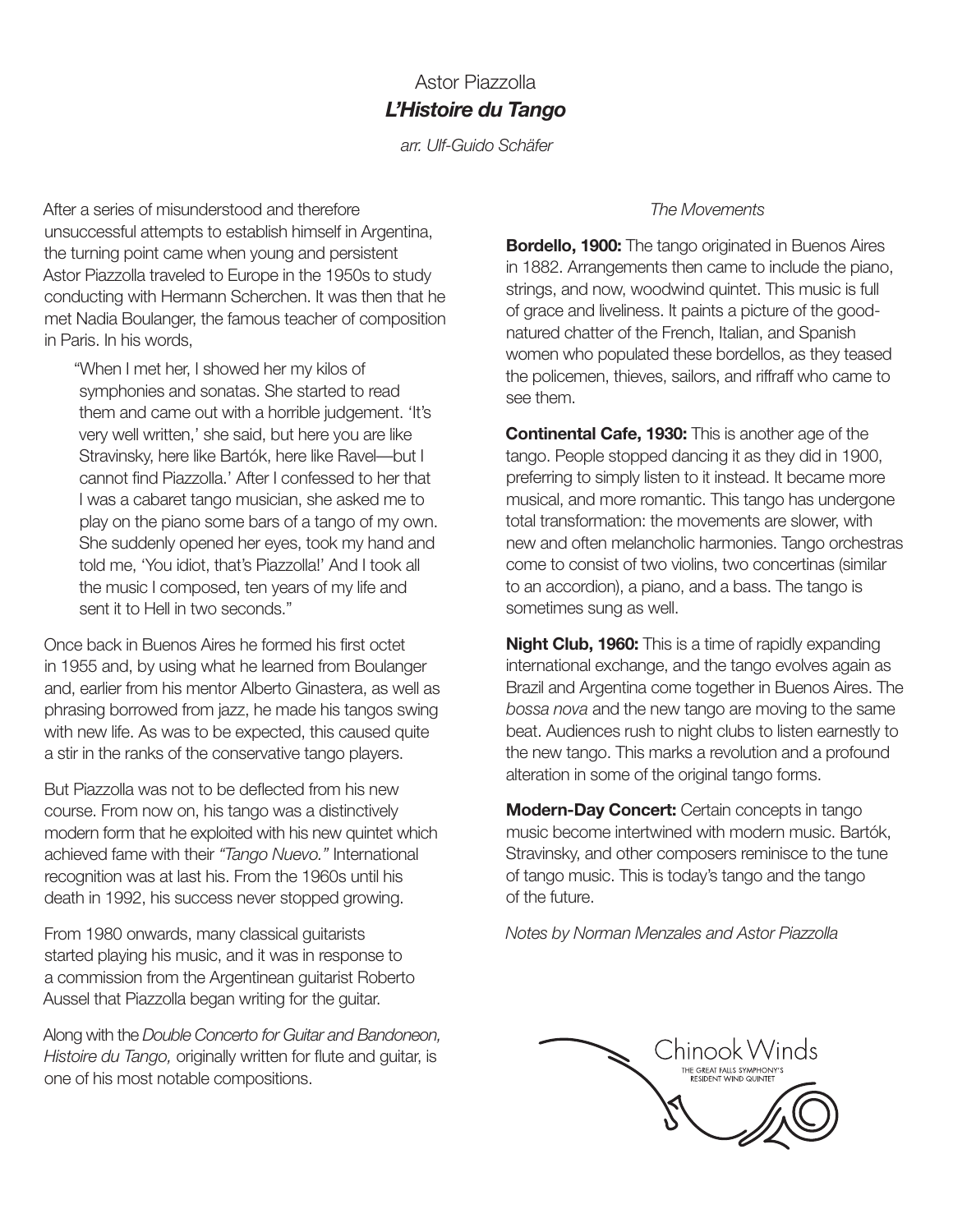## Astor Piazzolla
## *L'Histoire du Tango*

*arr. Ulf-Guido Schäfer*

After a series of misunderstood and therefore unsuccessful attempts to establish himself in Argentina, the turning point came when young and persistent Astor Piazzolla traveled to Europe in the 1950s to study conducting with Hermann Scherchen. It was then that he met Nadia Boulanger, the famous teacher of composition in Paris. In his words,

> "When I met her, I showed her my kilos of symphonies and sonatas. She started to read them and came out with a horrible judgement. 'It's very well written,' she said, but here you are like Stravinsky, here like Bartók, here like Ravel—but I cannot find Piazzolla.' After I confessed to her that I was a cabaret tango musician, she asked me to play on the piano some bars of a tango of my own. She suddenly opened her eyes, took my hand and told me, 'You idiot, that's Piazzolla!' And I took all the music I composed, ten years of my life and sent it to Hell in two seconds."

Once back in Buenos Aires he formed his first octet in 1955 and, by using what he learned from Boulanger and, earlier from his mentor Alberto Ginastera, as well as phrasing borrowed from jazz, he made his tangos swing with new life. As was to be expected, this caused quite a stir in the ranks of the conservative tango players.

But Piazzolla was not to be deflected from his new course. From now on, his tango was a distinctively modern form that he exploited with his new quintet which achieved fame with their *"Tango Nuevo."* International recognition was at last his. From the 1960s until his death in 1992, his success never stopped growing.

From 1980 onwards, many classical guitarists started playing his music, and it was in response to a commission from the Argentinean guitarist Roberto Aussel that Piazzolla began writing for the guitar.

Along with the *Double Concerto for Guitar and Bandoneon, Histoire du Tango,* originally written for flute and guitar, is one of his most notable compositions.

### *The Movements*

**Bordello, 1900:** The tango originated in Buenos Aires in 1882. Arrangements then came to include the piano, strings, and now, woodwind quintet. This music is full of grace and liveliness. It paints a picture of the good-natured chatter of the French, Italian, and Spanish women who populated these bordellos, as they teased the policemen, thieves, sailors, and riffraff who came to see them.

**Continental Cafe, 1930:** This is another age of the tango. People stopped dancing it as they did in 1900, preferring to simply listen to it instead. It became more musical, and more romantic. This tango has undergone total transformation: the movements are slower, with new and often melancholic harmonies. Tango orchestras come to consist of two violins, two concertinas (similar to an accordion), a piano, and a bass. The tango is sometimes sung as well.

**Night Club, 1960:** This is a time of rapidly expanding international exchange, and the tango evolves again as Brazil and Argentina come together in Buenos Aires. The *bossa nova* and the new tango are moving to the same beat. Audiences rush to night clubs to listen earnestly to the new tango. This marks a revolution and a profound alteration in some of the original tango forms.

**Modern-Day Concert:** Certain concepts in tango music become intertwined with modern music. Bartók, Stravinsky, and other composers reminisce to the tune of tango music. This is today's tango and the tango of the future.

*Notes by Norman Menzales and Astor Piazzolla*

Chinook Winds
THE GREAT FALLS SYMPHONY'S RESIDENT WIND QUINTET